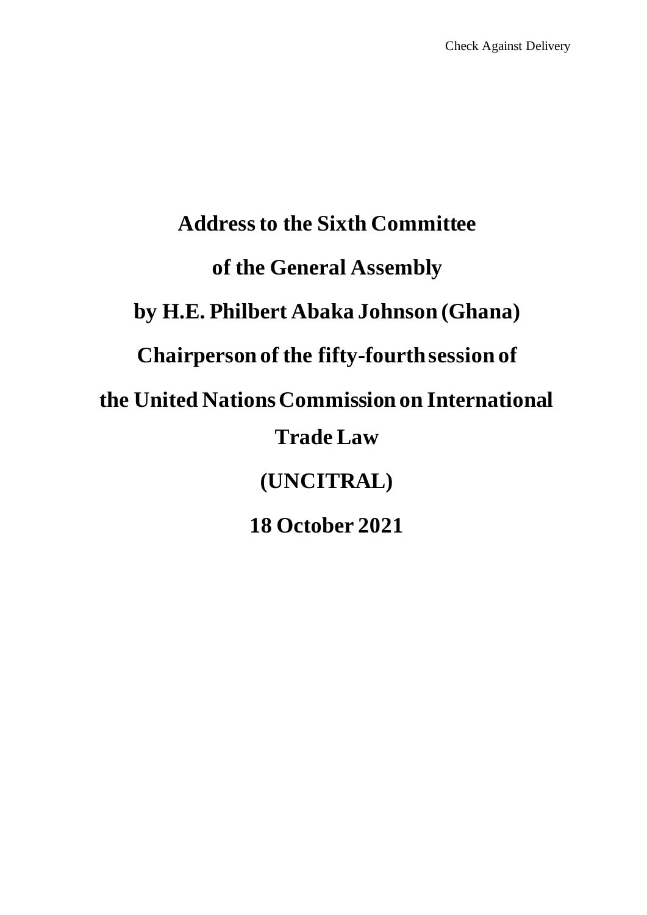Check Against Delivery

# Address to the Sixth Committee

# of the General Assembly

# by H.E. Philbert Abaka Johnson (Ghana)

# Chairperson of the fifty-fourth session of

# the United Nations Commission on International Trade Law

# (UNCITRAL)

# 18 October 2021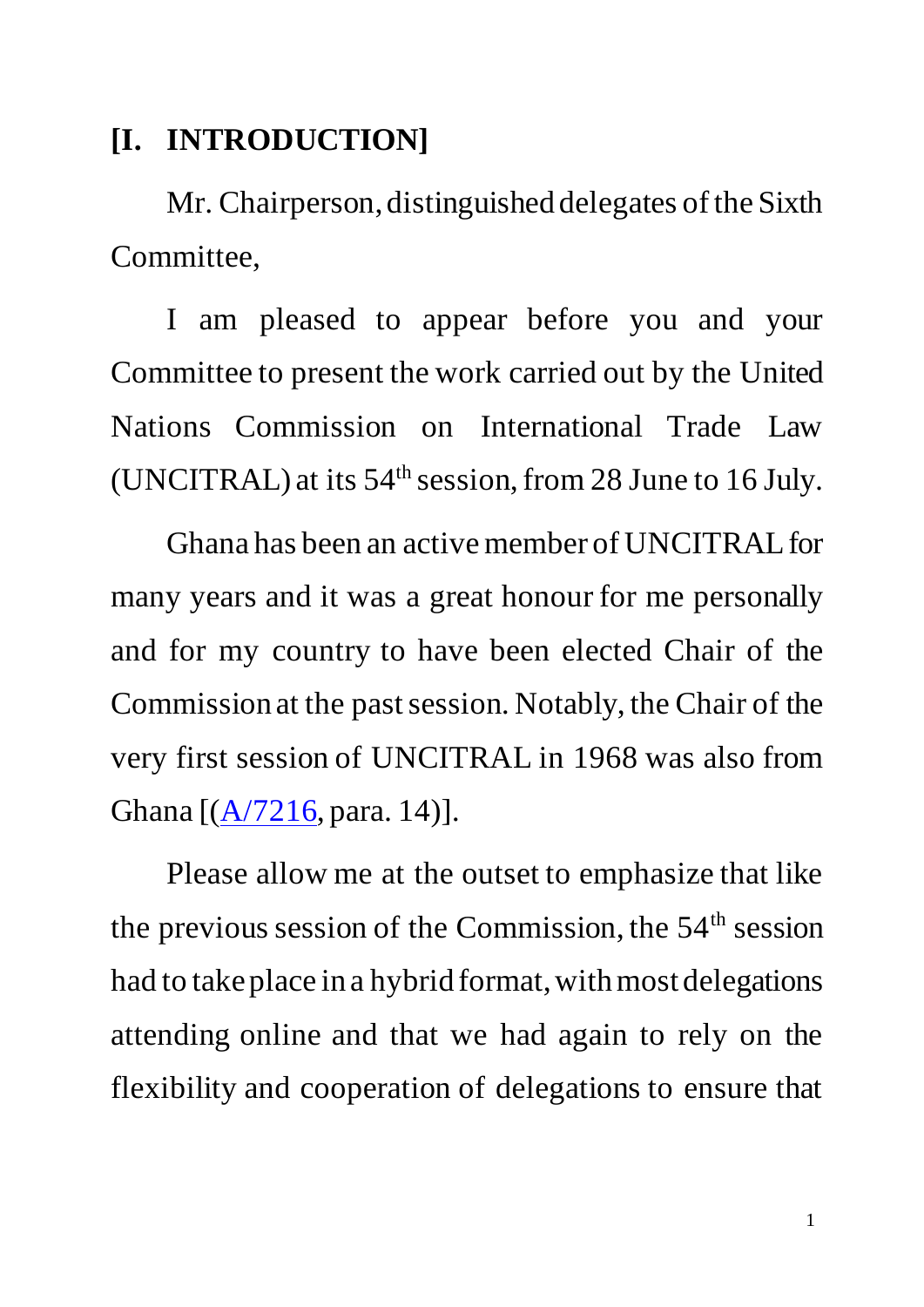# [I. INTRODUCTION]

Mr. Chairperson, distinguished delegates of the Sixth Committee,

I am pleased to appear before you and your Committee to present the work carried out by the United Nations Commission on International Trade Law (UNCITRAL) at its 54th session, from 28 June to 16 July.

Ghana has been an active member of UNCITRAL for many years and it was a great honour for me personally and for my country to have been elected Chair of the Commission at the past session. Notably, the Chair of the very first session of UNCITRAL in 1968 was also from Ghana [(A/7216, para. 14)].

Please allow me at the outset to emphasize that like the previous session of the Commission, the 54th session had to take place in a hybrid format, with most delegations attending online and that we had again to rely on the flexibility and cooperation of delegations to ensure that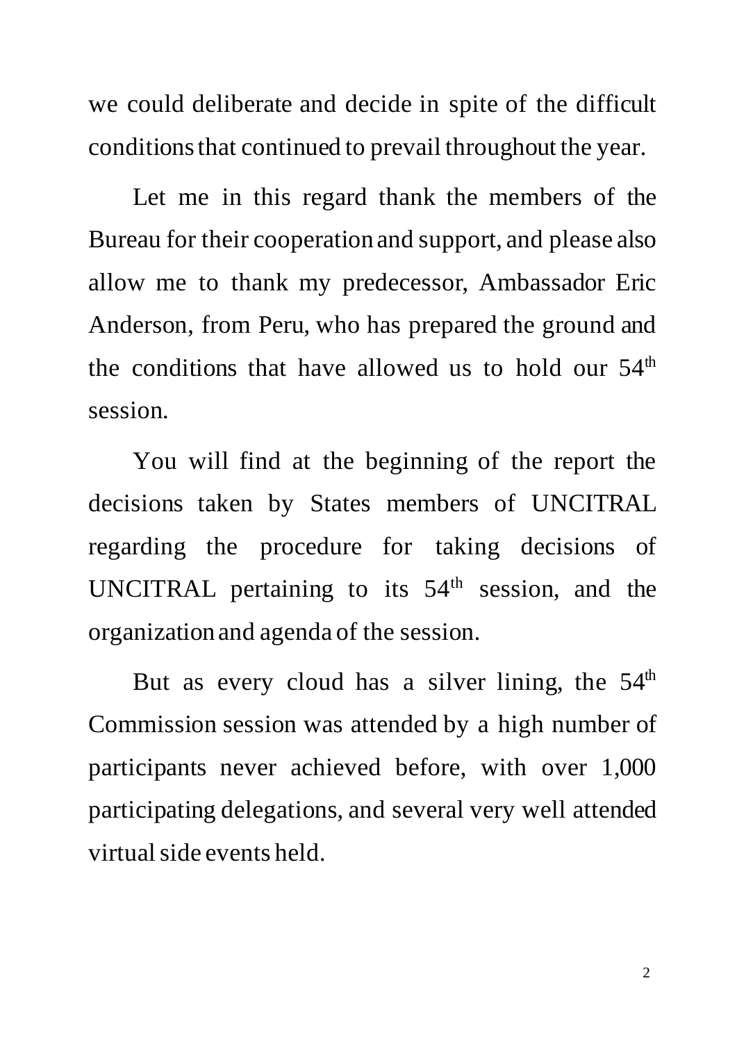we could deliberate and decide in spite of the difficult conditions that continued to prevail throughout the year.

Let me in this regard thank the members of the Bureau for their cooperation and support, and please also allow me to thank my predecessor, Ambassador Eric Anderson, from Peru, who has prepared the ground and the conditions that have allowed us to hold our 54$^{th}$ session.

You will find at the beginning of the report the decisions taken by States members of UNCITRAL regarding the procedure for taking decisions of UNCITRAL pertaining to its 54$^{th}$ session, and the organization and agenda of the session.

But as every cloud has a silver lining, the 54$^{th}$ Commission session was attended by a high number of participants never achieved before, with over 1,000 participating delegations, and several very well attended virtual side events held.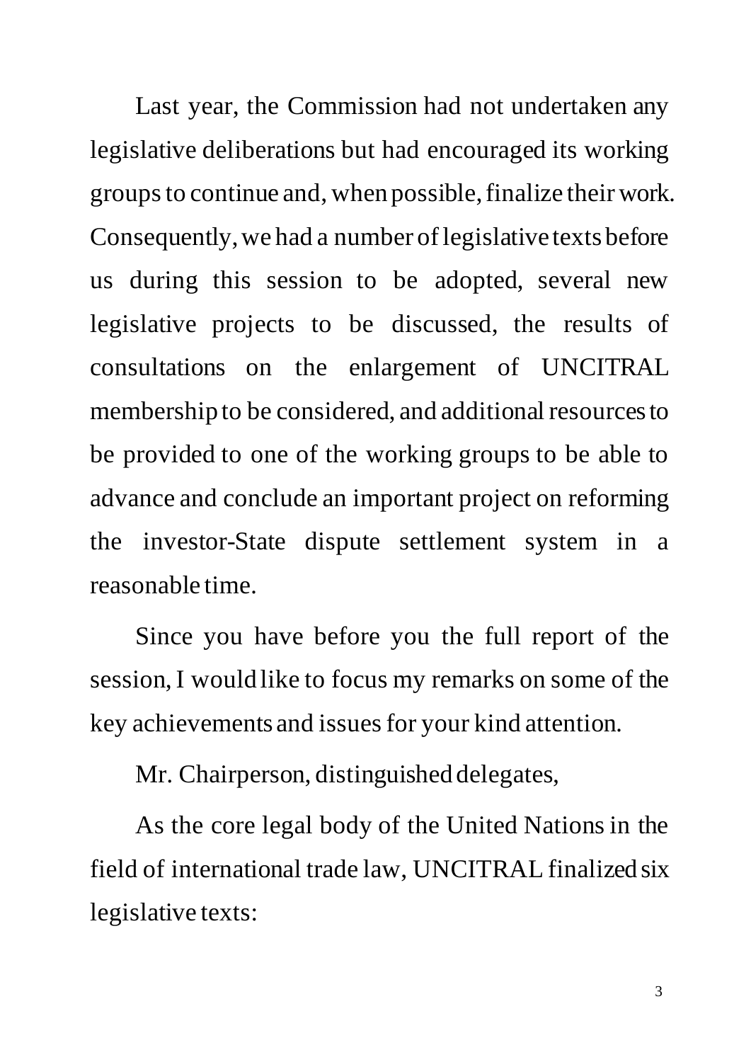Last year, the Commission had not undertaken any legislative deliberations but had encouraged its working groups to continue and, when possible, finalize their work. Consequently, we had a number of legislative texts before us during this session to be adopted, several new legislative projects to be discussed, the results of consultations on the enlargement of UNCITRAL membership to be considered, and additional resources to be provided to one of the working groups to be able to advance and conclude an important project on reforming the investor-State dispute settlement system in a reasonable time.

Since you have before you the full report of the session, I would like to focus my remarks on some of the key achievements and issues for your kind attention.

Mr. Chairperson, distinguished delegates,

As the core legal body of the United Nations in the field of international trade law, UNCITRAL finalized six legislative texts: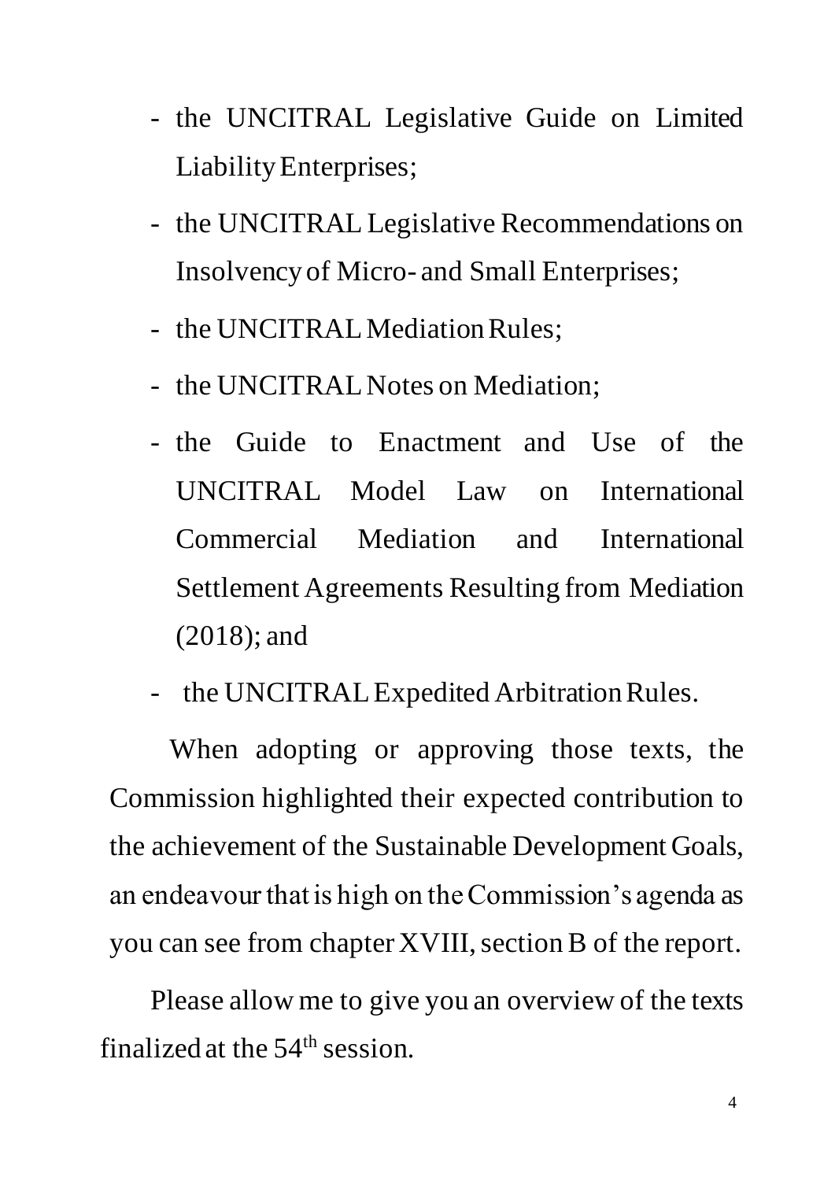- the UNCITRAL Legislative Guide on Limited Liability Enterprises;
- the UNCITRAL Legislative Recommendations on Insolvency of Micro- and Small Enterprises;
- the UNCITRAL Mediation Rules;
- the UNCITRAL Notes on Mediation;
- the Guide to Enactment and Use of the UNCITRAL Model Law on International Commercial Mediation and International Settlement Agreements Resulting from Mediation (2018); and
- the UNCITRAL Expedited Arbitration Rules.

When adopting or approving those texts, the Commission highlighted their expected contribution to the achievement of the Sustainable Development Goals, an endeavour that is high on the Commission's agenda as you can see from chapter XVIII, section B of the report.

Please allow me to give you an overview of the texts finalized at the 54th session.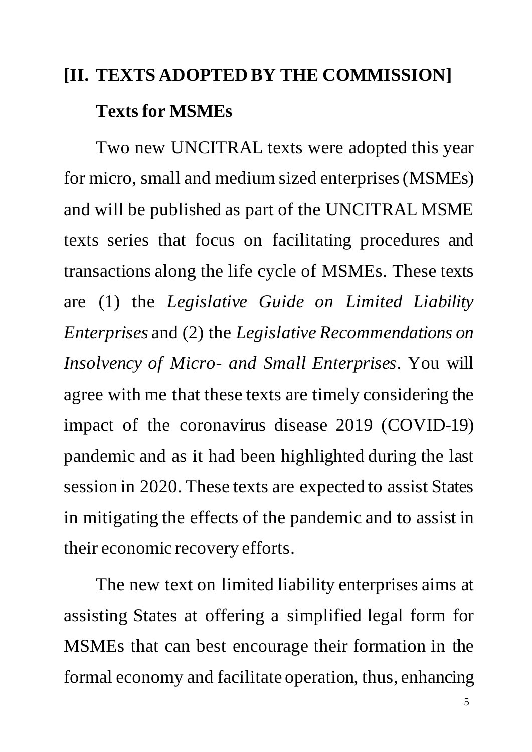## [II. TEXTS ADOPTED BY THE COMMISSION]

### Texts for MSMEs

Two new UNCITRAL texts were adopted this year for micro, small and medium sized enterprises (MSMEs) and will be published as part of the UNCITRAL MSME texts series that focus on facilitating procedures and transactions along the life cycle of MSMEs. These texts are (1) the *Legislative Guide on Limited Liability Enterprises* and (2) the *Legislative Recommendations on Insolvency of Micro- and Small Enterprises*. You will agree with me that these texts are timely considering the impact of the coronavirus disease 2019 (COVID-19) pandemic and as it had been highlighted during the last session in 2020. These texts are expected to assist States in mitigating the effects of the pandemic and to assist in their economic recovery efforts.

The new text on limited liability enterprises aims at assisting States at offering a simplified legal form for MSMEs that can best encourage their formation in the formal economy and facilitate operation, thus, enhancing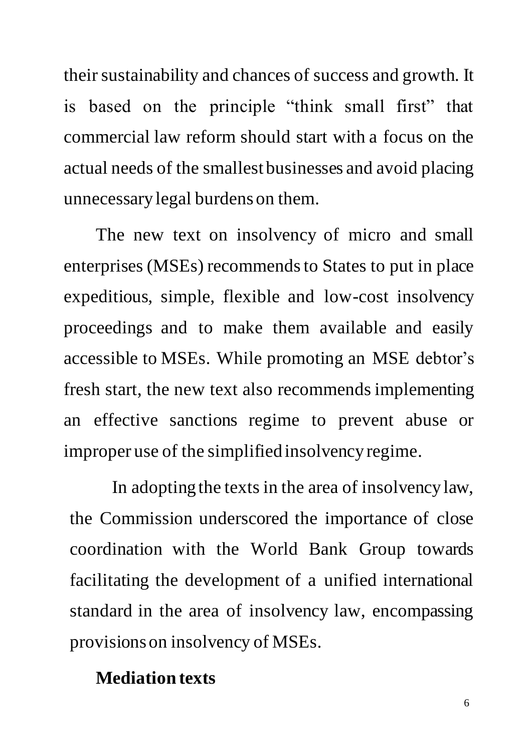their sustainability and chances of success and growth. It is based on the principle "think small first" that commercial law reform should start with a focus on the actual needs of the smallest businesses and avoid placing unnecessary legal burdens on them.

The new text on insolvency of micro and small enterprises (MSEs) recommends to States to put in place expeditious, simple, flexible and low-cost insolvency proceedings and to make them available and easily accessible to MSEs. While promoting an MSE debtor's fresh start, the new text also recommends implementing an effective sanctions regime to prevent abuse or improper use of the simplified insolvency regime.

In adopting the texts in the area of insolvency law, the Commission underscored the importance of close coordination with the World Bank Group towards facilitating the development of a unified international standard in the area of insolvency law, encompassing provisions on insolvency of MSEs.

**Mediation texts**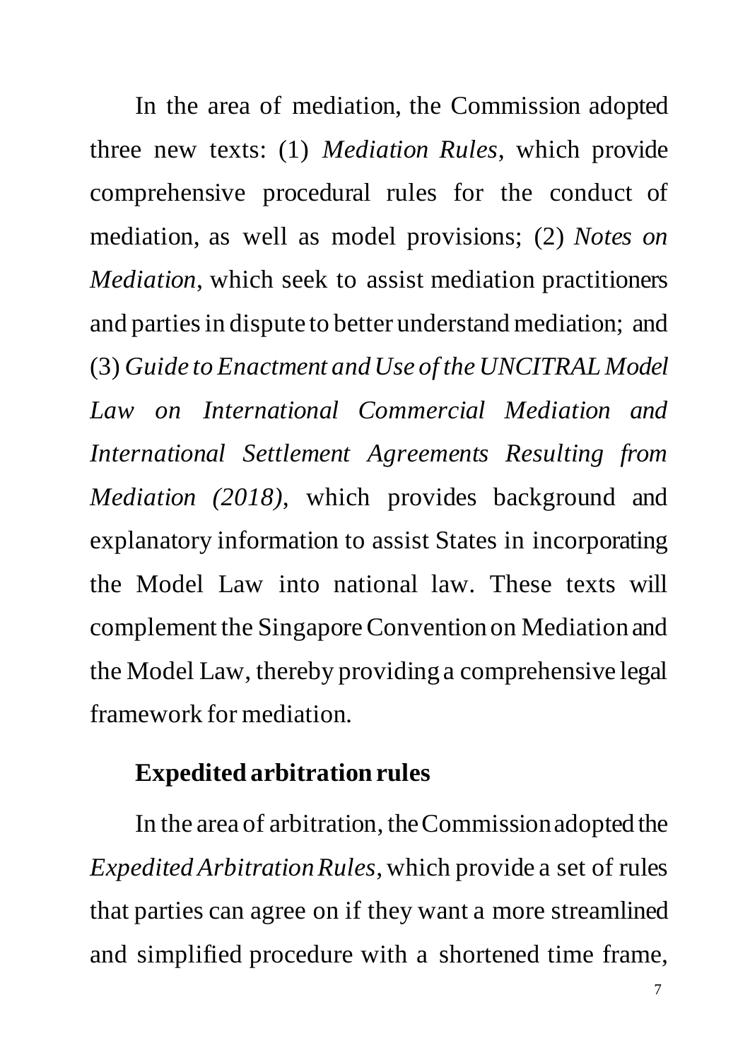In the area of mediation, the Commission adopted three new texts: (1) *Mediation Rules*, which provide comprehensive procedural rules for the conduct of mediation, as well as model provisions; (2) *Notes on Mediation*, which seek to assist mediation practitioners and parties in dispute to better understand mediation; and (3) *Guide to Enactment and Use of the UNCITRAL Model Law on International Commercial Mediation and International Settlement Agreements Resulting from Mediation (2018)*, which provides background and explanatory information to assist States in incorporating the Model Law into national law. These texts will complement the Singapore Convention on Mediation and the Model Law, thereby providing a comprehensive legal framework for mediation.

## Expedited arbitration rules

In the area of arbitration, the Commission adopted the *Expedited Arbitration Rules*, which provide a set of rules that parties can agree on if they want a more streamlined and simplified procedure with a shortened time frame,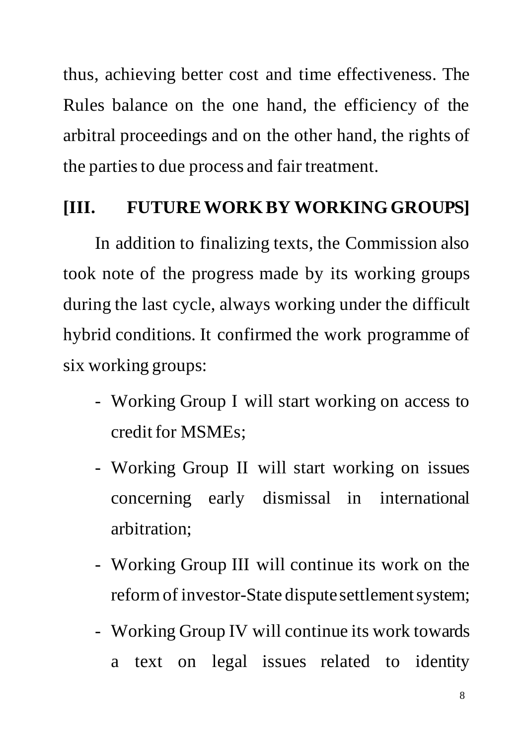thus, achieving better cost and time effectiveness. The Rules balance on the one hand, the efficiency of the arbitral proceedings and on the other hand, the rights of the parties to due process and fair treatment.

## [III. FUTURE WORK BY WORKING GROUPS]

In addition to finalizing texts, the Commission also took note of the progress made by its working groups during the last cycle, always working under the difficult hybrid conditions. It confirmed the work programme of six working groups:

- Working Group I will start working on access to credit for MSMEs;
- Working Group II will start working on issues concerning early dismissal in international arbitration;
- Working Group III will continue its work on the reform of investor-State dispute settlement system;
- Working Group IV will continue its work towards a text on legal issues related to identity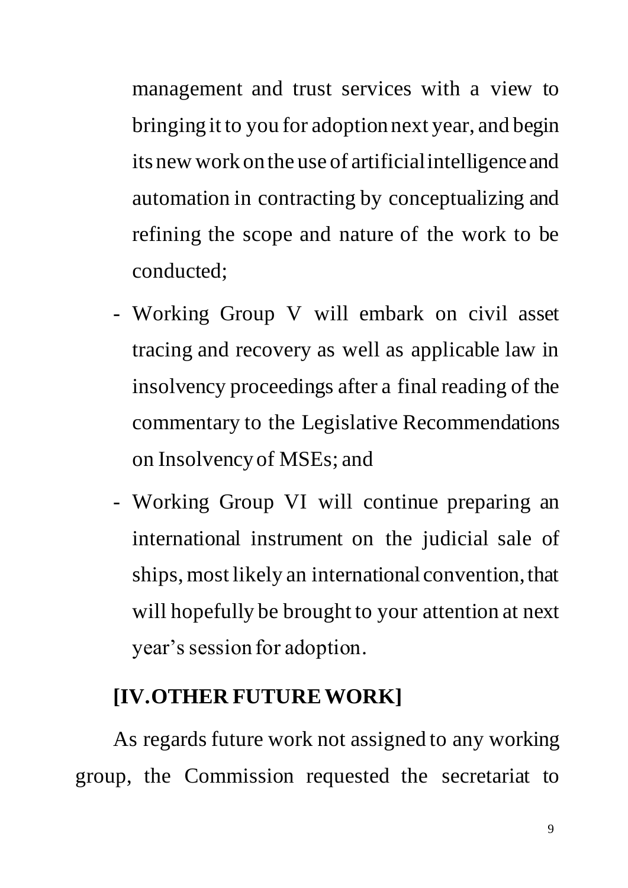management and trust services with a view to bringing it to you for adoption next year, and begin its new work on the use of artificial intelligence and automation in contracting by conceptualizing and refining the scope and nature of the work to be conducted;

- Working Group V will embark on civil asset tracing and recovery as well as applicable law in insolvency proceedings after a final reading of the commentary to the Legislative Recommendations on Insolvency of MSEs; and
- Working Group VI will continue preparing an international instrument on the judicial sale of ships, most likely an international convention, that will hopefully be brought to your attention at next year's session for adoption.

## [IV.OTHER FUTURE WORK]

As regards future work not assigned to any working group, the Commission requested the secretariat to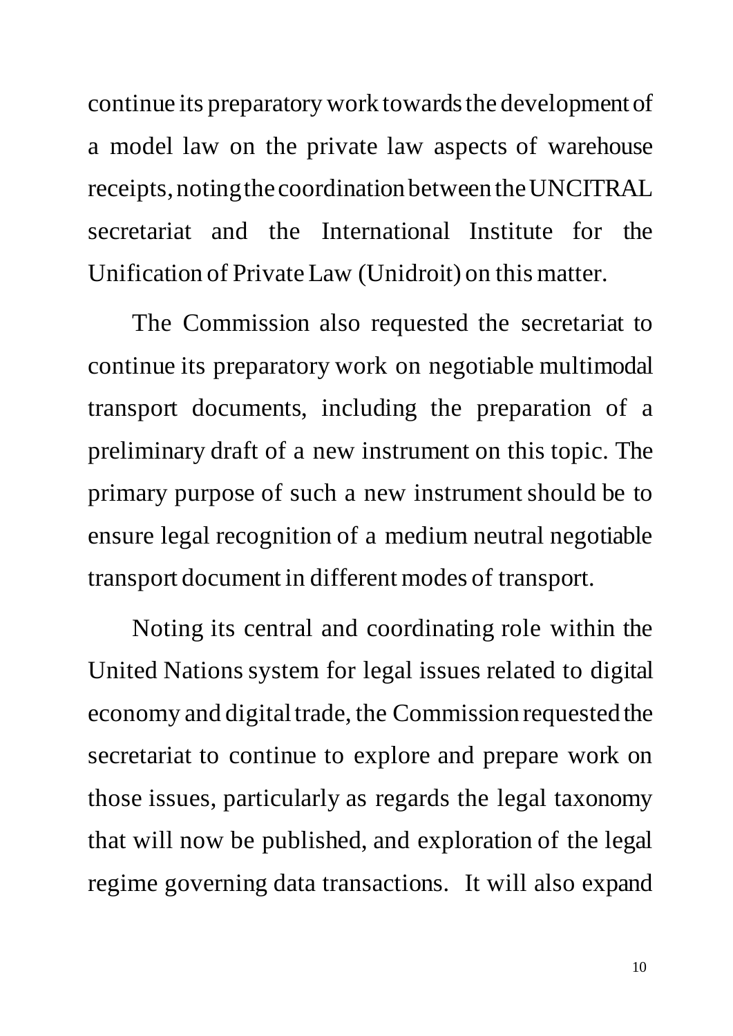continue its preparatory work towards the development of a model law on the private law aspects of warehouse receipts, noting the coordination between the UNCITRAL secretariat and the International Institute for the Unification of Private Law (Unidroit) on this matter.

The Commission also requested the secretariat to continue its preparatory work on negotiable multimodal transport documents, including the preparation of a preliminary draft of a new instrument on this topic. The primary purpose of such a new instrument should be to ensure legal recognition of a medium neutral negotiable transport document in different modes of transport.

Noting its central and coordinating role within the United Nations system for legal issues related to digital economy and digital trade, the Commission requested the secretariat to continue to explore and prepare work on those issues, particularly as regards the legal taxonomy that will now be published, and exploration of the legal regime governing data transactions. It will also expand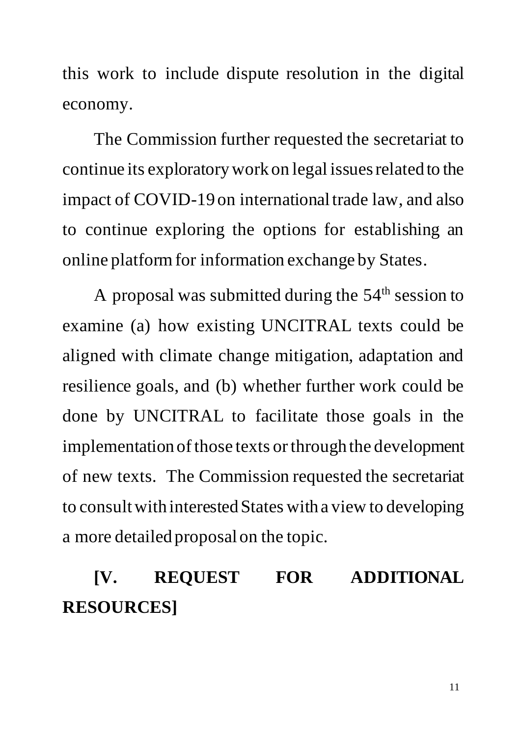this work to include dispute resolution in the digital economy.

The Commission further requested the secretariat to continue its exploratory work on legal issues related to the impact of COVID-19 on international trade law, and also to continue exploring the options for establishing an online platform for information exchange by States.

A proposal was submitted during the 54th session to examine (a) how existing UNCITRAL texts could be aligned with climate change mitigation, adaptation and resilience goals, and (b) whether further work could be done by UNCITRAL to facilitate those goals in the implementation of those texts or through the development of new texts. The Commission requested the secretariat to consult with interested States with a view to developing a more detailed proposal on the topic.

## [V. REQUEST FOR ADDITIONAL RESOURCES]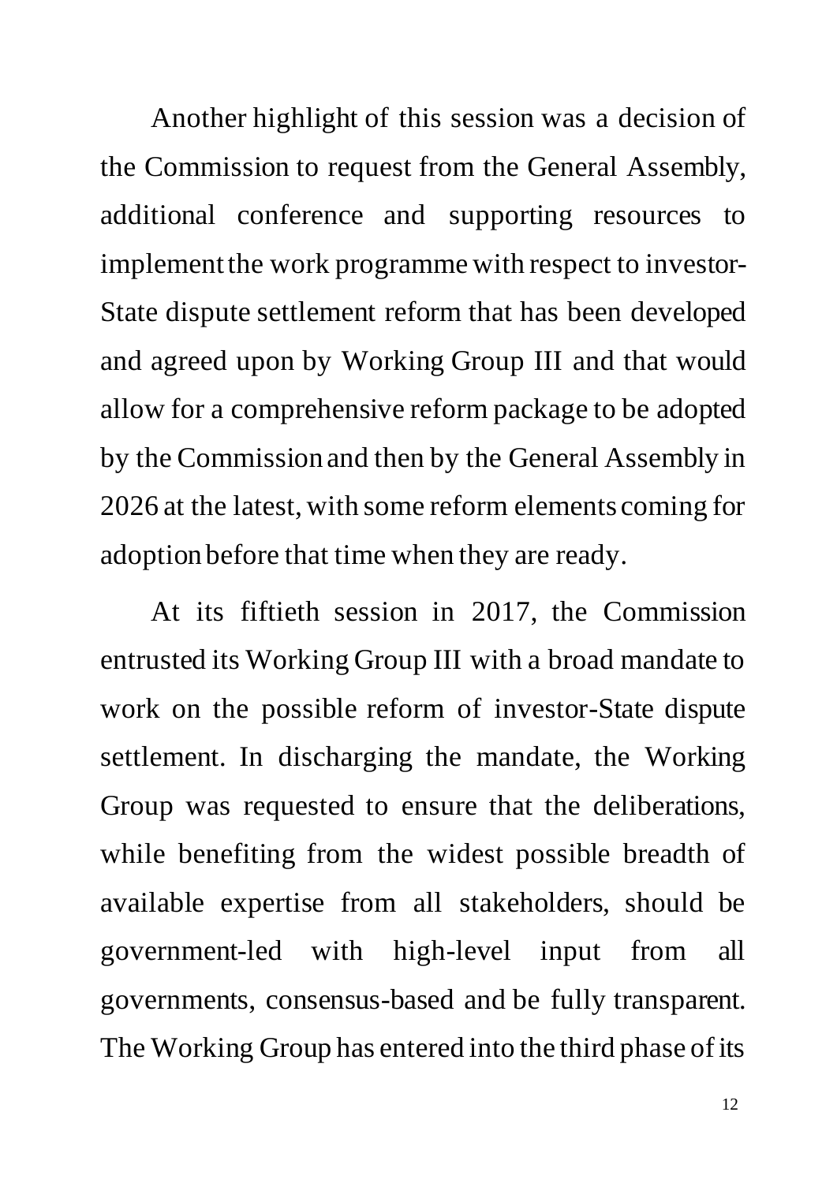Another highlight of this session was a decision of the Commission to request from the General Assembly, additional conference and supporting resources to implement the work programme with respect to investor-State dispute settlement reform that has been developed and agreed upon by Working Group III and that would allow for a comprehensive reform package to be adopted by the Commission and then by the General Assembly in 2026 at the latest, with some reform elements coming for adoption before that time when they are ready.

At its fiftieth session in 2017, the Commission entrusted its Working Group III with a broad mandate to work on the possible reform of investor-State dispute settlement. In discharging the mandate, the Working Group was requested to ensure that the deliberations, while benefiting from the widest possible breadth of available expertise from all stakeholders, should be government-led with high-level input from all governments, consensus-based and be fully transparent. The Working Group has entered into the third phase of its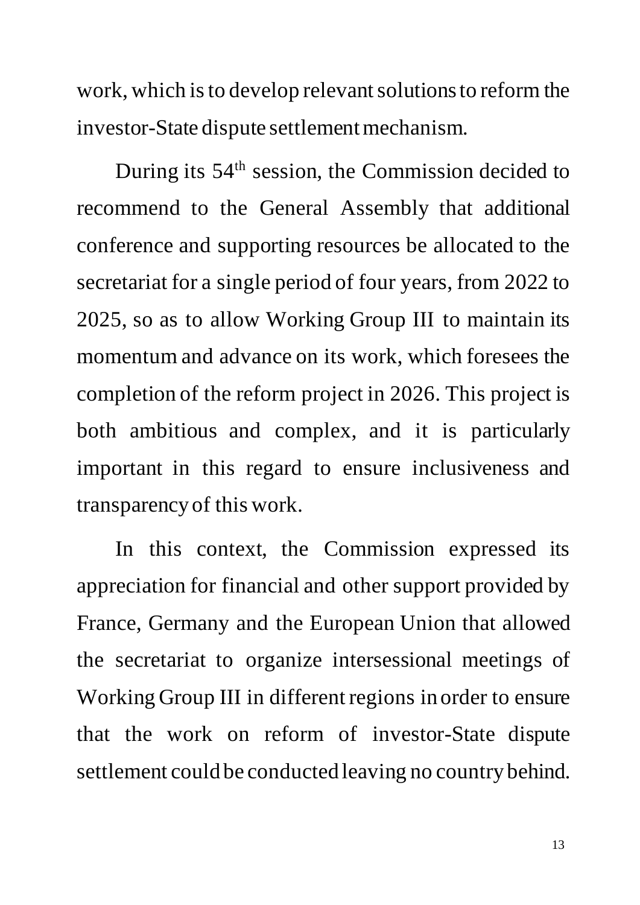work, which is to develop relevant solutions to reform the investor-State dispute settlement mechanism.

During its 54th session, the Commission decided to recommend to the General Assembly that additional conference and supporting resources be allocated to the secretariat for a single period of four years, from 2022 to 2025, so as to allow Working Group III to maintain its momentum and advance on its work, which foresees the completion of the reform project in 2026. This project is both ambitious and complex, and it is particularly important in this regard to ensure inclusiveness and transparency of this work.

In this context, the Commission expressed its appreciation for financial and other support provided by France, Germany and the European Union that allowed the secretariat to organize intersessional meetings of Working Group III in different regions in order to ensure that the work on reform of investor-State dispute settlement could be conducted leaving no country behind.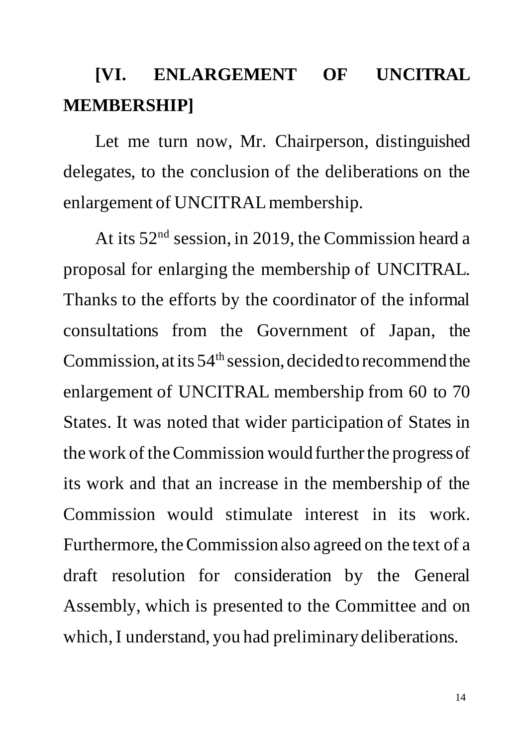## [VI. ENLARGEMENT OF UNCITRAL MEMBERSHIP]

Let me turn now, Mr. Chairperson, distinguished delegates, to the conclusion of the deliberations on the enlargement of UNCITRAL membership.

At its 52nd session, in 2019, the Commission heard a proposal for enlarging the membership of UNCITRAL. Thanks to the efforts by the coordinator of the informal consultations from the Government of Japan, the Commission, at its 54th session, decided to recommend the enlargement of UNCITRAL membership from 60 to 70 States. It was noted that wider participation of States in the work of the Commission would further the progress of its work and that an increase in the membership of the Commission would stimulate interest in its work. Furthermore, the Commission also agreed on the text of a draft resolution for consideration by the General Assembly, which is presented to the Committee and on which, I understand, you had preliminary deliberations.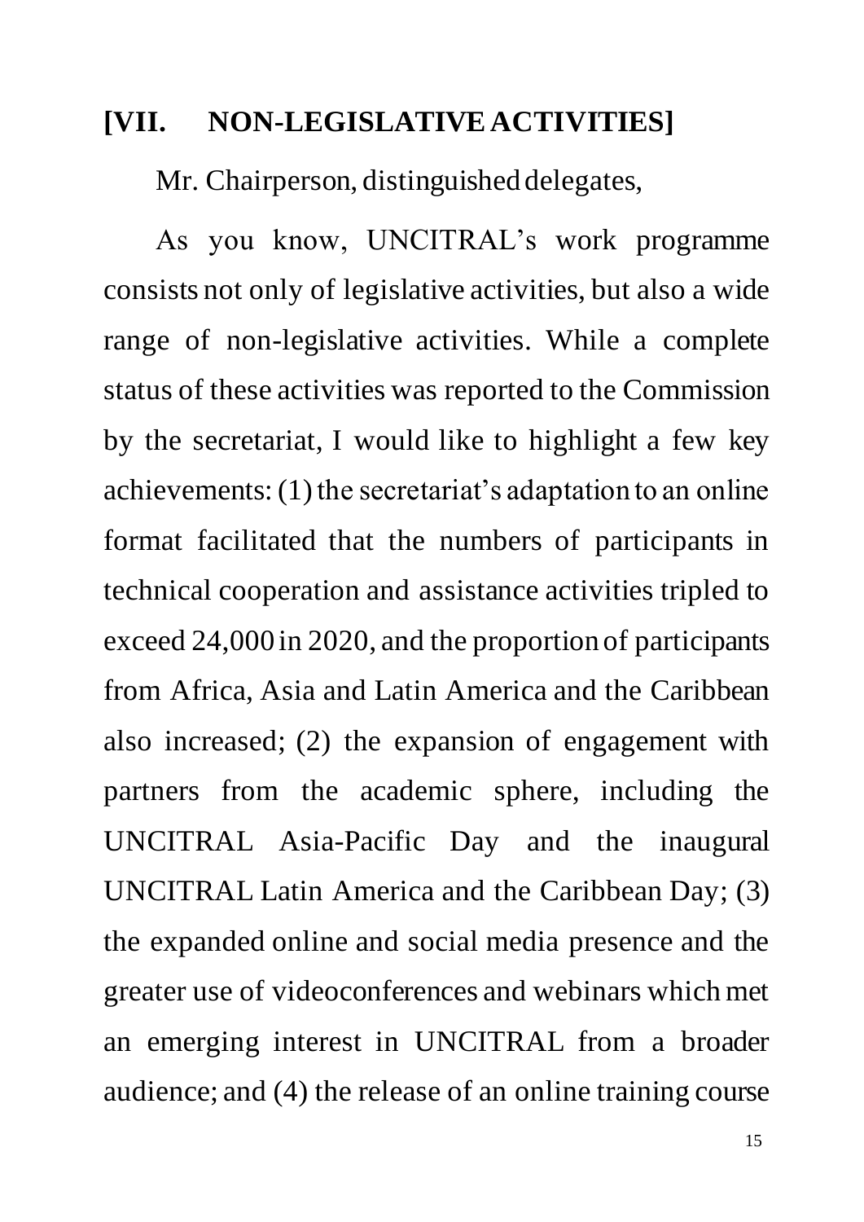## [VII. NON-LEGISLATIVE ACTIVITIES]

Mr. Chairperson, distinguished delegates,

As you know, UNCITRAL's work programme consists not only of legislative activities, but also a wide range of non-legislative activities. While a complete status of these activities was reported to the Commission by the secretariat, I would like to highlight a few key achievements: (1) the secretariat's adaptation to an online format facilitated that the numbers of participants in technical cooperation and assistance activities tripled to exceed 24,000 in 2020, and the proportion of participants from Africa, Asia and Latin America and the Caribbean also increased; (2) the expansion of engagement with partners from the academic sphere, including the UNCITRAL Asia-Pacific Day and the inaugural UNCITRAL Latin America and the Caribbean Day; (3) the expanded online and social media presence and the greater use of videoconferences and webinars which met an emerging interest in UNCITRAL from a broader audience; and (4) the release of an online training course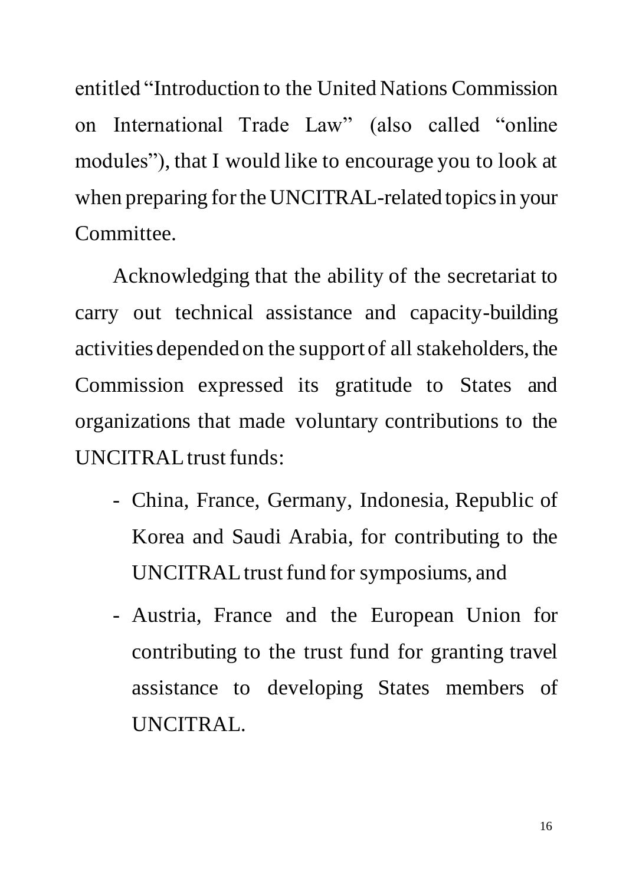entitled "Introduction to the United Nations Commission on International Trade Law" (also called "online modules"), that I would like to encourage you to look at when preparing for the UNCITRAL-related topics in your Committee.

Acknowledging that the ability of the secretariat to carry out technical assistance and capacity-building activities depended on the support of all stakeholders, the Commission expressed its gratitude to States and organizations that made voluntary contributions to the UNCITRAL trust funds:

- China, France, Germany, Indonesia, Republic of Korea and Saudi Arabia, for contributing to the UNCITRAL trust fund for symposiums, and
- Austria, France and the European Union for contributing to the trust fund for granting travel assistance to developing States members of UNCITRAL.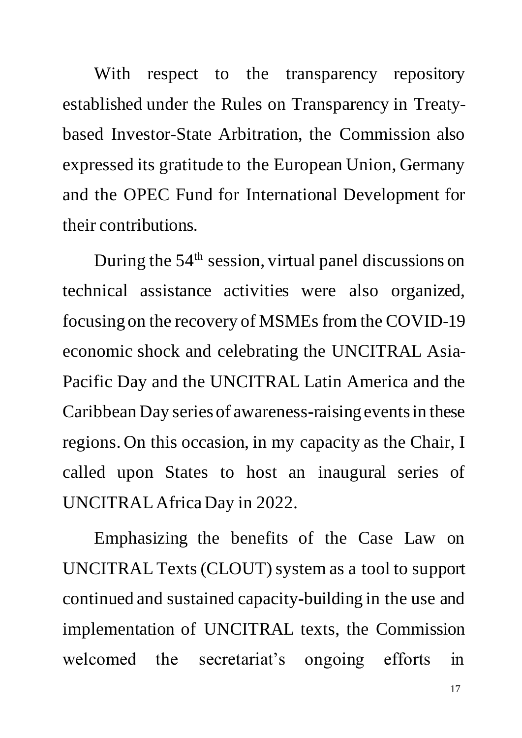With respect to the transparency repository established under the Rules on Transparency in Treaty-based Investor-State Arbitration, the Commission also expressed its gratitude to the European Union, Germany and the OPEC Fund for International Development for their contributions.

During the 54th session, virtual panel discussions on technical assistance activities were also organized, focusing on the recovery of MSMEs from the COVID-19 economic shock and celebrating the UNCITRAL Asia-Pacific Day and the UNCITRAL Latin America and the Caribbean Day series of awareness-raising events in these regions. On this occasion, in my capacity as the Chair, I called upon States to host an inaugural series of UNCITRAL Africa Day in 2022.

Emphasizing the benefits of the Case Law on UNCITRAL Texts (CLOUT) system as a tool to support continued and sustained capacity-building in the use and implementation of UNCITRAL texts, the Commission welcomed the secretariat's ongoing efforts in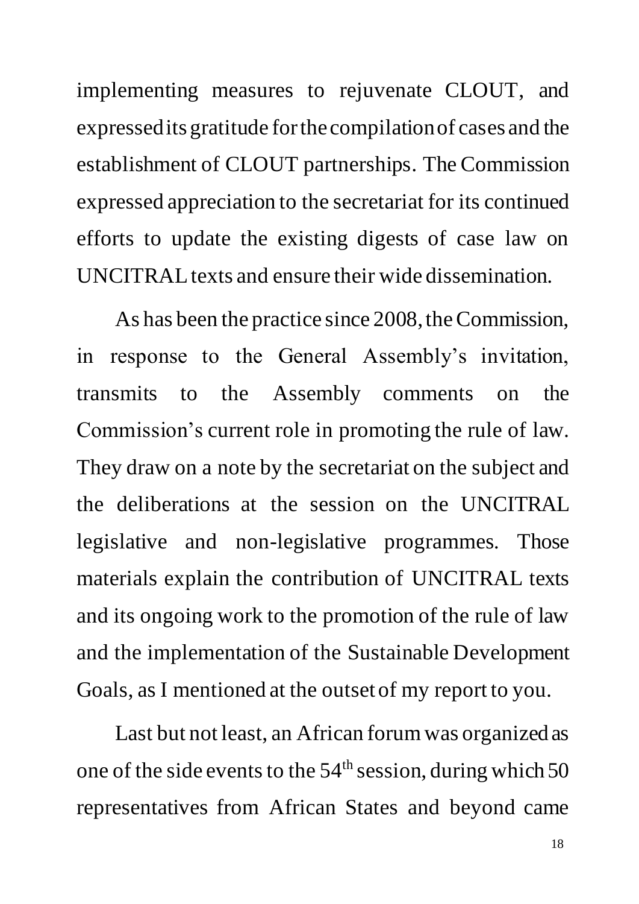implementing measures to rejuvenate CLOUT, and expressed its gratitude for the compilation of cases and the establishment of CLOUT partnerships. The Commission expressed appreciation to the secretariat for its continued efforts to update the existing digests of case law on UNCITRAL texts and ensure their wide dissemination.

As has been the practice since 2008, the Commission, in response to the General Assembly's invitation, transmits to the Assembly comments on the Commission's current role in promoting the rule of law. They draw on a note by the secretariat on the subject and the deliberations at the session on the UNCITRAL legislative and non-legislative programmes. Those materials explain the contribution of UNCITRAL texts and its ongoing work to the promotion of the rule of law and the implementation of the Sustainable Development Goals, as I mentioned at the outset of my report to you.

Last but not least, an African forum was organized as one of the side events to the 54th session, during which 50 representatives from African States and beyond came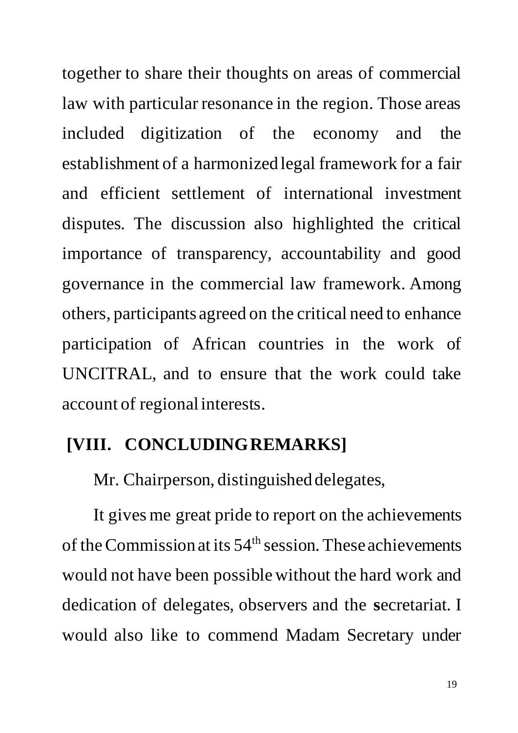together to share their thoughts on areas of commercial law with particular resonance in the region. Those areas included digitization of the economy and the establishment of a harmonized legal framework for a fair and efficient settlement of international investment disputes. The discussion also highlighted the critical importance of transparency, accountability and good governance in the commercial law framework. Among others, participants agreed on the critical need to enhance participation of African countries in the work of UNCITRAL, and to ensure that the work could take account of regional interests.

## [VIII. CONCLUDING REMARKS]

Mr. Chairperson, distinguished delegates,

It gives me great pride to report on the achievements of the Commission at its 54th session. These achievements would not have been possible without the hard work and dedication of delegates, observers and the secretariat. I would also like to commend Madam Secretary under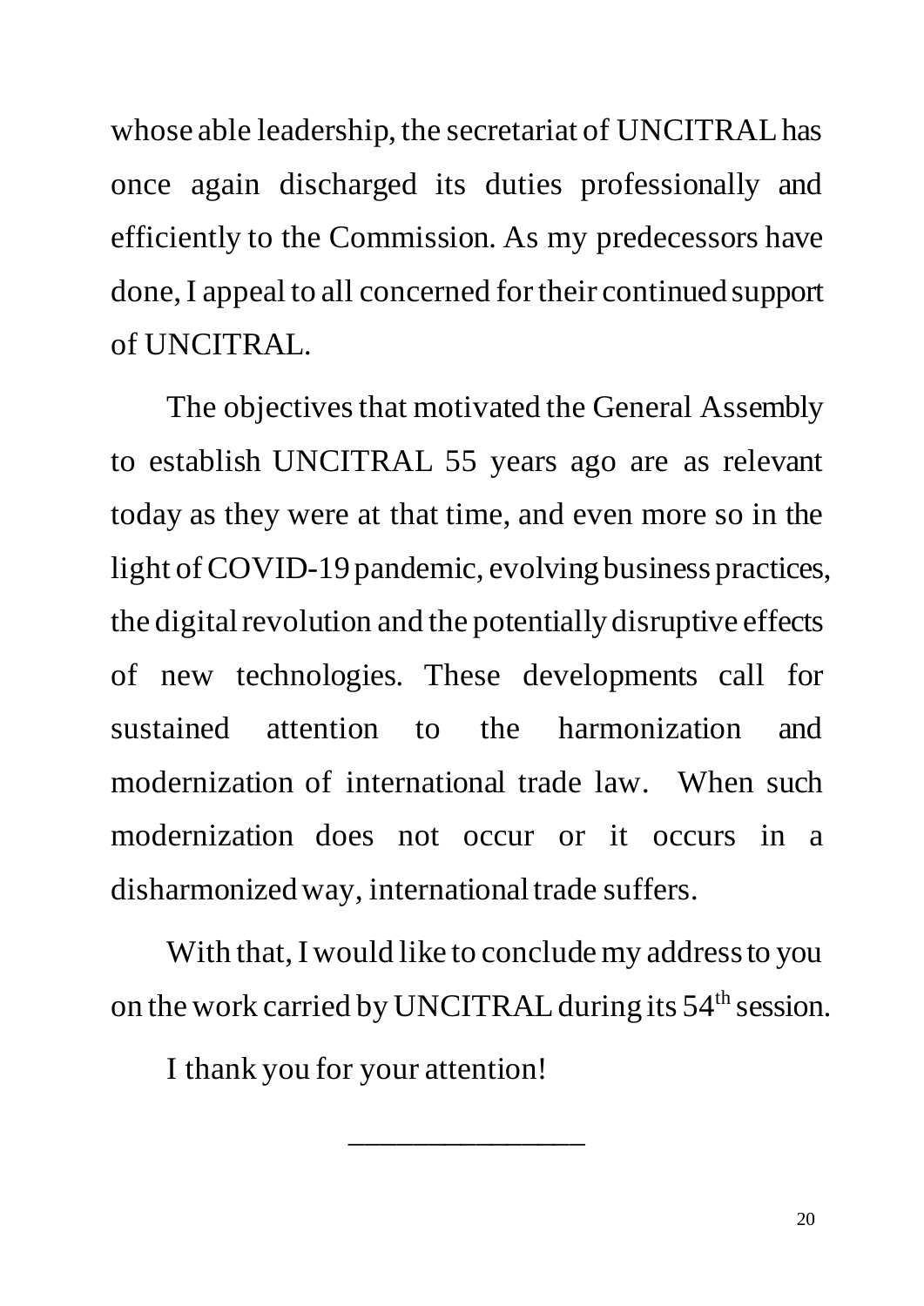whose able leadership, the secretariat of UNCITRAL has once again discharged its duties professionally and efficiently to the Commission. As my predecessors have done, I appeal to all concerned for their continued support of UNCITRAL.

The objectives that motivated the General Assembly to establish UNCITRAL 55 years ago are as relevant today as they were at that time, and even more so in the light of COVID-19 pandemic, evolving business practices, the digital revolution and the potentially disruptive effects of new technologies. These developments call for sustained attention to the harmonization and modernization of international trade law. When such modernization does not occur or it occurs in a disharmonized way, international trade suffers.

With that, I would like to conclude my address to you on the work carried by UNCITRAL during its 54th session.

I thank you for your attention!

\_\_\_\_\_\_\_\_\_\_\_\_\_\_\_\_